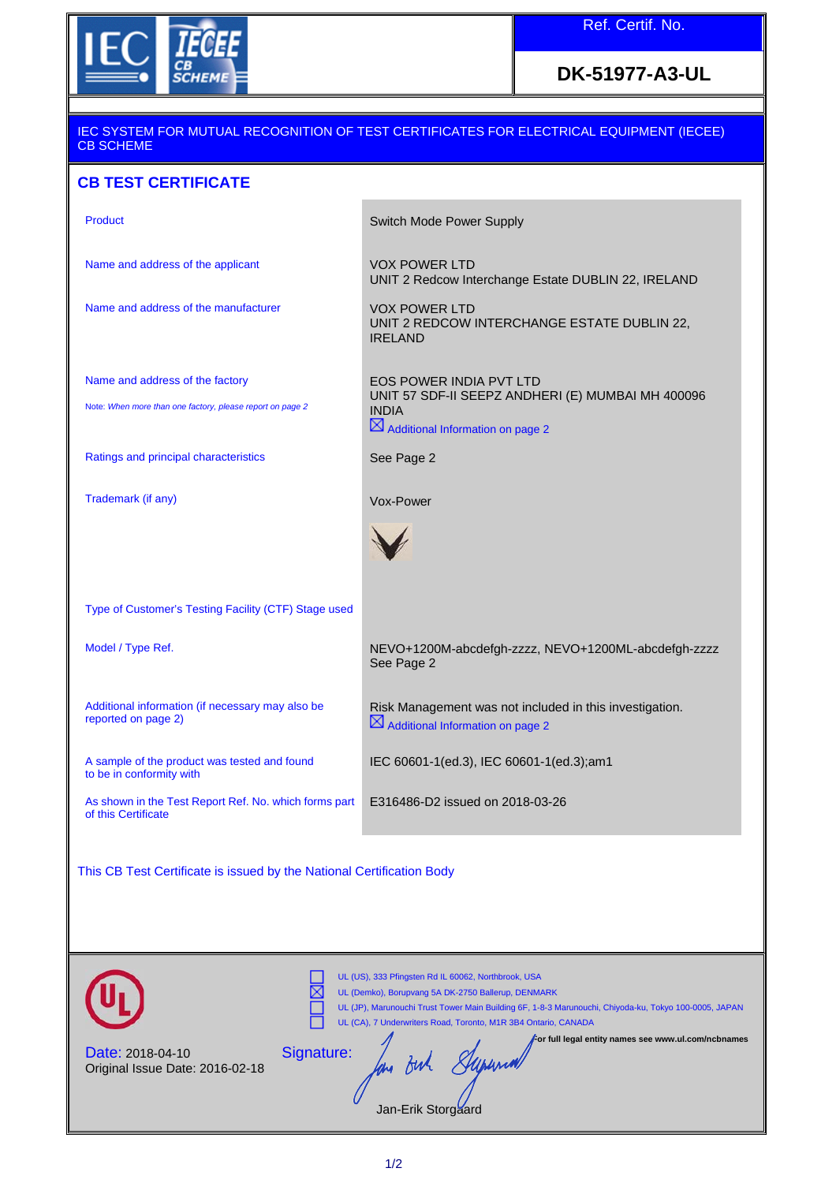IEC IECEE CB SCHEME

**Ref. Certif. No.**

**DK-51977-A3-UL**

IEC SYSTEM FOR MUTUAL RECOGNITION OF TEST CERTIFICATES FOR ELECTRICAL EQUIPMENT (IECEE) CB SCHEME

## CB TEST CERTIFICATE

| | |
|---|---|
| Product | Switch Mode Power Supply |
| Name and address of the applicant | VOX POWER LTD<br>UNIT 2 Redcow Interchange Estate DUBLIN 22, IRELAND |
| Name and address of the manufacturer | VOX POWER LTD<br>UNIT 2 REDCOW INTERCHANGE ESTATE DUBLIN 22, IRELAND |
| Name and address of the factory<br>*Note: When more than one factory, please report on page 2* | EOS POWER INDIA PVT LTD<br>UNIT 57 SDF-II SEEPZ ANDHERI (E) MUMBAI MH 400096 INDIA<br>☒ Additional Information on page 2 |
| Ratings and principal characteristics | See Page 2 |
| Trademark (if any) | Vox-Power |
| Type of Customer's Testing Facility (CTF) Stage used | |
| Model / Type Ref. | NEVO+1200M-abcdefgh-zzzz, NEVO+1200ML-abcdefgh-zzzz<br>See Page 2 |
| Additional information (if necessary may also be reported on page 2) | Risk Management was not included in this investigation.<br>☒ Additional Information on page 2 |
| A sample of the product was tested and found to be in conformity with | IEC 60601-1(ed.3), IEC 60601-1(ed.3);am1 |
| As shown in the Test Report Ref. No. which forms part of this Certificate | E316486-D2 issued on 2018-03-26 |

This CB Test Certificate is issued by the National Certification Body

☐ UL (US), 333 Pfingsten Rd IL 60062, Northbrook, USA
☒ UL (Demko), Borupvang 5A DK-2750 Ballerup, DENMARK
☐ UL (JP), Marunouchi Trust Tower Main Building 6F, 1-8-3 Marunouchi, Chiyoda-ku, Tokyo 100-0005, JAPAN
☐ UL (CA), 7 Underwriters Road, Toronto, M1R 3B4 Ontario, CANADA

**For full legal entity names see www.ul.com/ncbnames**

Date: 2018-04-10
Original Issue Date: 2016-02-18

Signature:

Jan-Erik Storgaard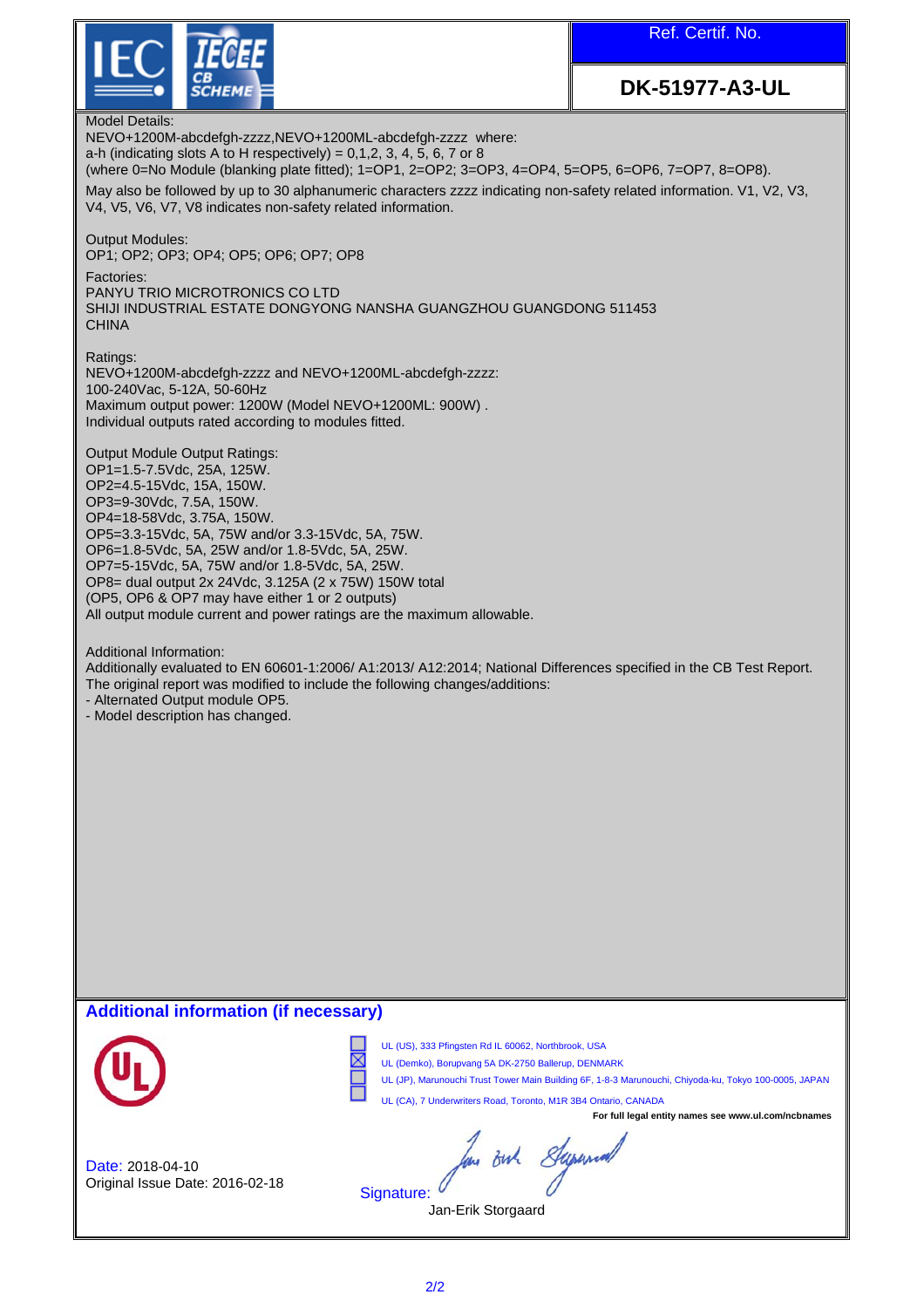Ref. Certif. No.

**DK-51977-A3-UL**

Model Details:
NEVO+1200M-abcdefgh-zzzz,NEVO+1200ML-abcdefgh-zzzz where:
a-h (indicating slots A to H respectively) = 0,1,2, 3, 4, 5, 6, 7 or 8
(where 0=No Module (blanking plate fitted); 1=OP1, 2=OP2; 3=OP3, 4=OP4, 5=OP5, 6=OP6, 7=OP7, 8=OP8).

May also be followed by up to 30 alphanumeric characters zzzz indicating non-safety related information. V1, V2, V3, V4, V5, V6, V7, V8 indicates non-safety related information.

Output Modules:
OP1; OP2; OP3; OP4; OP5; OP6; OP7; OP8

Factories:
PANYU TRIO MICROTRONICS CO LTD
SHIJI INDUSTRIAL ESTATE DONGYONG NANSHA GUANGZHOU GUANGDONG 511453
CHINA

Ratings:
NEVO+1200M-abcdefgh-zzzz and NEVO+1200ML-abcdefgh-zzzz:
100-240Vac, 5-12A, 50-60Hz
Maximum output power: 1200W (Model NEVO+1200ML: 900W) .
Individual outputs rated according to modules fitted.

Output Module Output Ratings:
OP1=1.5-7.5Vdc, 25A, 125W.
OP2=4.5-15Vdc, 15A, 150W.
OP3=9-30Vdc, 7.5A, 150W.
OP4=18-58Vdc, 3.75A, 150W.
OP5=3.3-15Vdc, 5A, 75W and/or 3.3-15Vdc, 5A, 75W.
OP6=1.8-5Vdc, 5A, 25W and/or 1.8-5Vdc, 5A, 25W.
OP7=5-15Vdc, 5A, 75W and/or 1.8-5Vdc, 5A, 25W.
OP8= dual output 2x 24Vdc, 3.125A (2 x 75W) 150W total
(OP5, OP6 & OP7 may have either 1 or 2 outputs)
All output module current and power ratings are the maximum allowable.

Additional Information:
Additionally evaluated to EN 60601-1:2006/ A1:2013/ A12:2014; National Differences specified in the CB Test Report.
The original report was modified to include the following changes/additions:
- Alternated Output module OP5.
- Model description has changed.

## Additional information (if necessary)

- ☐ UL (US), 333 Pfingsten Rd IL 60062, Northbrook, USA
- ☒ UL (Demko), Borupvang 5A DK-2750 Ballerup, DENMARK
- ☐ UL (JP), Marunouchi Trust Tower Main Building 6F, 1-8-3 Marunouchi, Chiyoda-ku, Tokyo 100-0005, JAPAN
- ☐ UL (CA), 7 Underwriters Road, Toronto, M1R 3B4 Ontario, CANADA

**For full legal entity names see www.ul.com/ncbnames**

Date: 2018-04-10
Original Issue Date: 2016-02-18

Signature:
Jan-Erik Storgaard